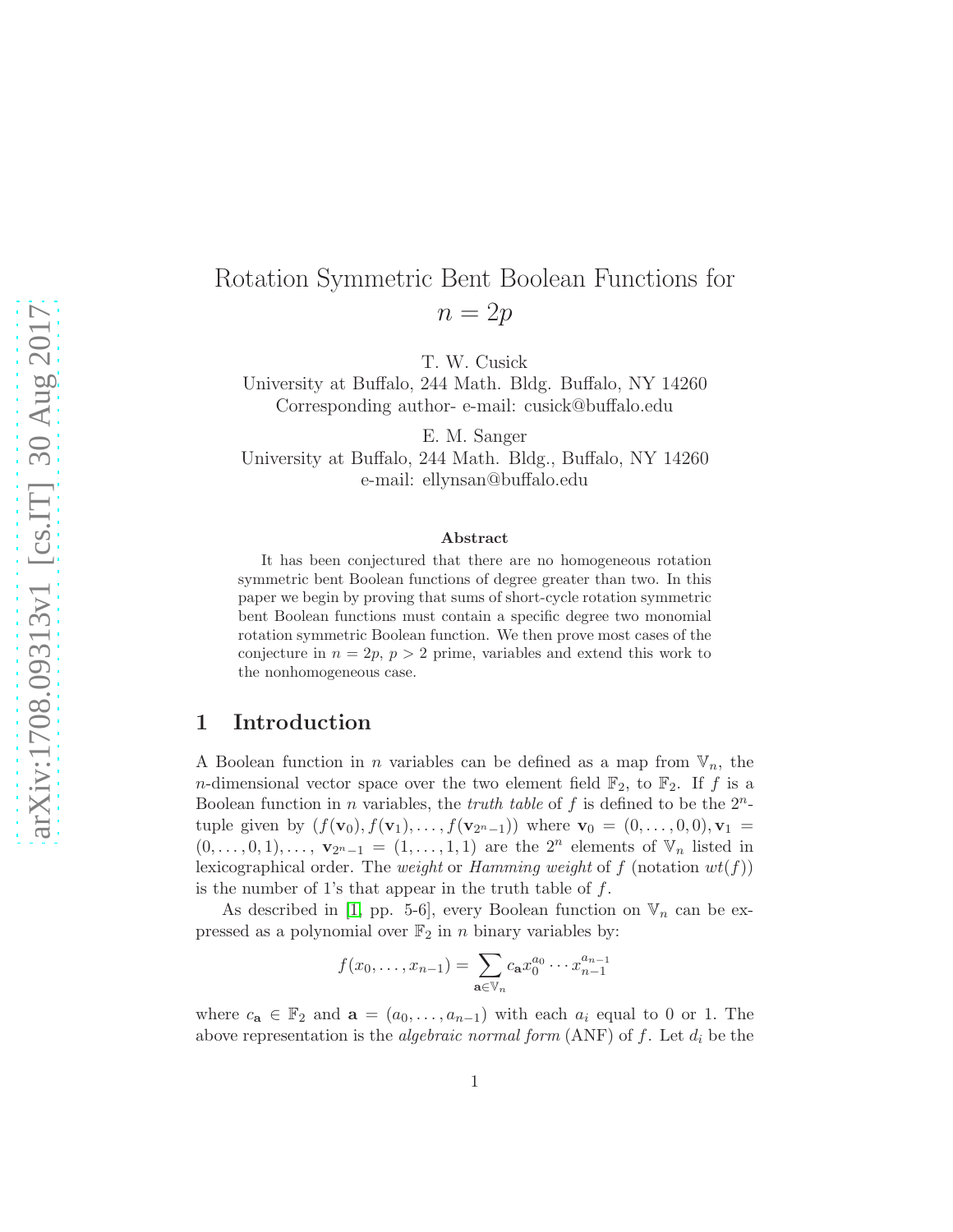# Rotation Symmetric Bent Boolean Functions for $n = 2p$

T. W. Cusick
University at Buffalo, 244 Math. Bldg. Buffalo, NY 14260
Corresponding author- e-mail: cusick@buffalo.edu

E. M. Sanger
University at Buffalo, 244 Math. Bldg., Buffalo, NY 14260
e-mail: ellynsan@buffalo.edu

## Abstract

It has been conjectured that there are no homogeneous rotation symmetric bent Boolean functions of degree greater than two. In this paper we begin by proving that sums of short-cycle rotation symmetric bent Boolean functions must contain a specific degree two monomial rotation symmetric Boolean function. We then prove most cases of the conjecture in $n = 2p$, $p > 2$ prime, variables and extend this work to the nonhomogeneous case.

## 1 Introduction

A Boolean function in $n$ variables can be defined as a map from $\mathbb{V}_n$, the $n$-dimensional vector space over the two element field $\mathbb{F}_2$, to $\mathbb{F}_2$. If $f$ is a Boolean function in $n$ variables, the *truth table* of $f$ is defined to be the $2^n$-tuple given by $(f(\mathbf{v}_0), f(\mathbf{v}_1), \ldots, f(\mathbf{v}_{2^n-1}))$ where $\mathbf{v}_0 = (0, \ldots, 0, 0), \mathbf{v}_1 = (0, \ldots, 0, 1), \ldots, \mathbf{v}_{2^n-1} = (1, \ldots, 1, 1)$ are the $2^n$ elements of $\mathbb{V}_n$ listed in lexicographical order. The *weight* or *Hamming weight* of $f$ (notation $wt(f)$) is the number of 1's that appear in the truth table of $f$.

As described in [1, pp. 5-6], every Boolean function on $\mathbb{V}_n$ can be expressed as a polynomial over $\mathbb{F}_2$ in $n$ binary variables by:

$$f(x_0, \ldots, x_{n-1}) = \sum_{\mathbf{a} \in \mathbb{V}_n} c_{\mathbf{a}} x_0^{a_0} \cdots x_{n-1}^{a_{n-1}}$$

where $c_{\mathbf{a}} \in \mathbb{F}_2$ and $\mathbf{a} = (a_0, \ldots, a_{n-1})$ with each $a_i$ equal to 0 or 1. The above representation is the *algebraic normal form* (ANF) of $f$. Let $d_i$ be the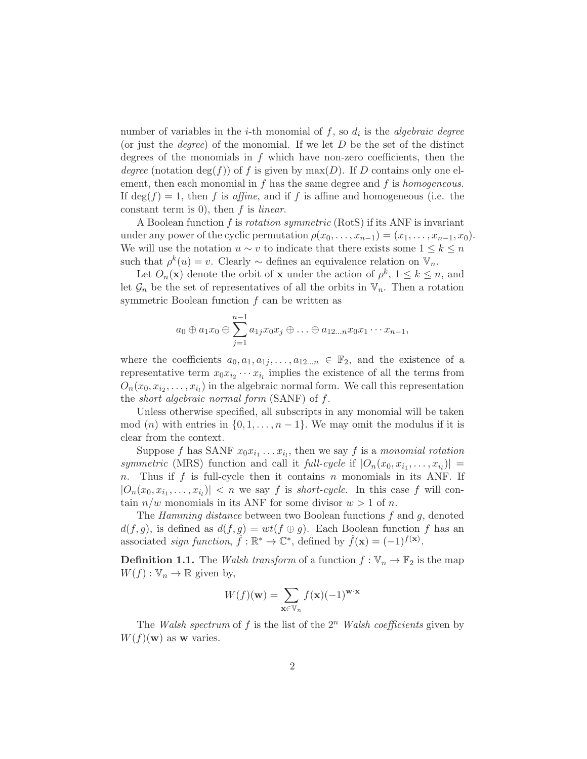number of variables in the $i$-th monomial of $f$, so $d_i$ is the *algebraic degree* (or just the *degree*) of the monomial. If we let $D$ be the set of the distinct degrees of the monomials in $f$ which have non-zero coefficients, then the *degree* (notation $\deg(f)$) of $f$ is given by $\max(D)$. If $D$ contains only one element, then each monomial in $f$ has the same degree and $f$ is *homogeneous*. If $\deg(f) = 1$, then $f$ is *affine*, and if $f$ is affine and homogeneous (i.e. the constant term is 0), then $f$ is *linear*.

A Boolean function $f$ is *rotation symmetric* (RotS) if its ANF is invariant under any power of the cyclic permutation $\rho(x_0, \ldots, x_{n-1}) = (x_1, \ldots, x_{n-1}, x_0)$. We will use the notation $u \sim v$ to indicate that there exists some $1 \leq k \leq n$ such that $\rho^k(u) = v$. Clearly $\sim$ defines an equivalence relation on $\mathbb{V}_n$.

Let $O_n(\mathbf{x})$ denote the orbit of $\mathbf{x}$ under the action of $\rho^k$, $1 \leq k \leq n$, and let $\mathcal{G}_n$ be the set of representatives of all the orbits in $\mathbb{V}_n$. Then a rotation symmetric Boolean function $f$ can be written as

$$a_0 \oplus a_1 x_0 \oplus \sum_{j=1}^{n-1} a_{1j} x_0 x_j \oplus \ldots \oplus a_{12\ldots n} x_0 x_1 \cdots x_{n-1},$$

where the coefficients $a_0, a_1, a_{1j}, \ldots, a_{12\ldots n} \in \mathbb{F}_2$, and the existence of a representative term $x_0 x_{i_2} \cdots x_{i_l}$ implies the existence of all the terms from $O_n(x_0, x_{i_2}, \ldots, x_{i_l})$ in the algebraic normal form. We call this representation the *short algebraic normal form* (SANF) of $f$.

Unless otherwise specified, all subscripts in any monomial will be taken mod $(n)$ with entries in $\{0, 1, \ldots, n-1\}$. We may omit the modulus if it is clear from the context.

Suppose $f$ has SANF $x_0 x_{i_1} \ldots x_{i_l}$, then we say $f$ is a *monomial rotation symmetric* (MRS) function and call it *full-cycle* if $|O_n(x_0, x_{i_1}, \ldots, x_{i_l})| = n$. Thus if $f$ is full-cycle then it contains $n$ monomials in its ANF. If $|O_n(x_0, x_{i_1}, \ldots, x_{i_l})| < n$ we say $f$ is *short-cycle*. In this case $f$ will contain $n/w$ monomials in its ANF for some divisor $w > 1$ of $n$.

The *Hamming distance* between two Boolean functions $f$ and $g$, denoted $d(f, g)$, is defined as $d(f, g) = wt(f \oplus g)$. Each Boolean function $f$ has an associated *sign function*, $\hat{f} : \mathbb{R}^* \to \mathbb{C}^*$, defined by $\hat{f}(\mathbf{x}) = (-1)^{f(\mathbf{x})}$.

**Definition 1.1.** The *Walsh transform* of a function $f : \mathbb{V}_n \to \mathbb{F}_2$ is the map $W(f) : \mathbb{V}_n \to \mathbb{R}$ given by,

$$W(f)(\mathbf{w}) = \sum_{\mathbf{x} \in \mathbb{V}_n} f(\mathbf{x})(-1)^{\mathbf{w} \cdot \mathbf{x}}$$

The *Walsh spectrum* of $f$ is the list of the $2^n$ *Walsh coefficients* given by $W(f)(\mathbf{w})$ as $\mathbf{w}$ varies.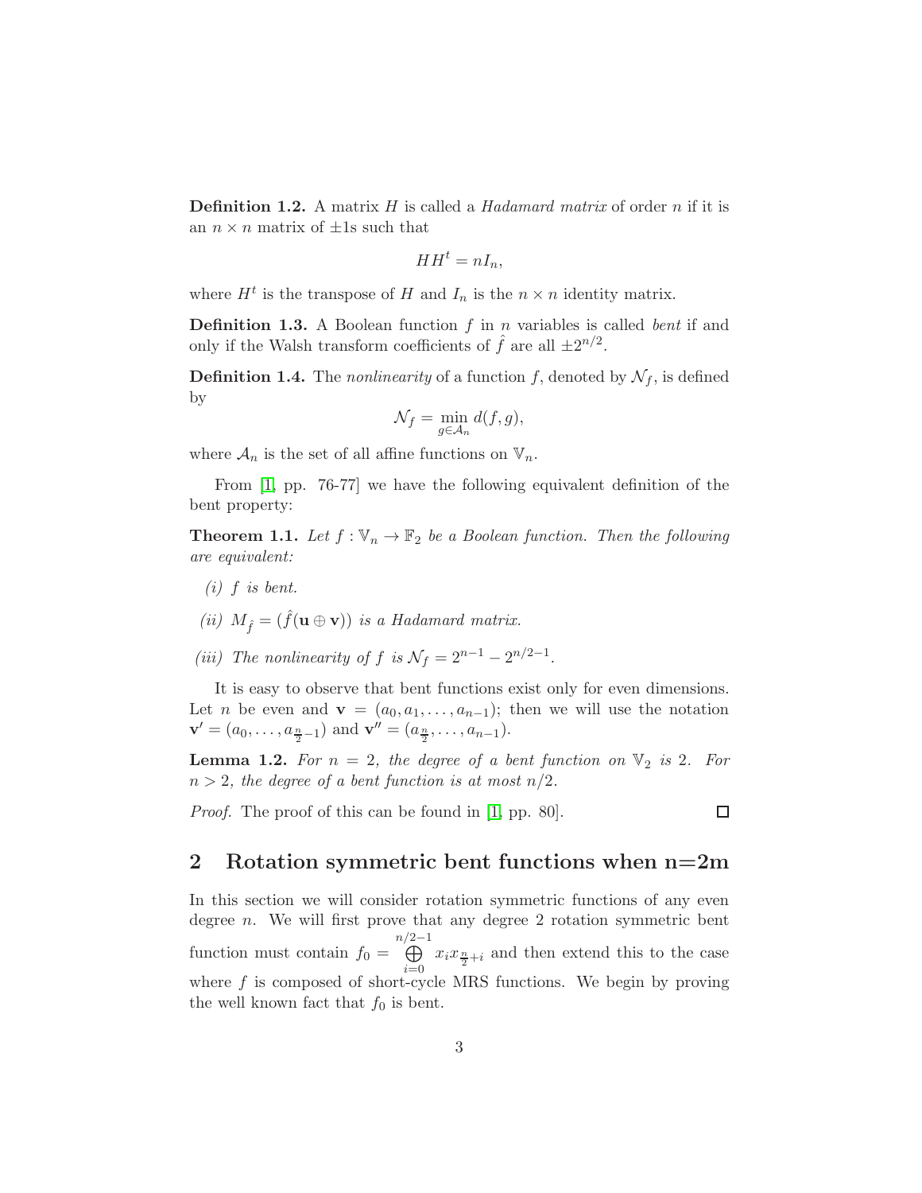**Definition 1.2.** A matrix $H$ is called a *Hadamard matrix* of order $n$ if it is an $n \times n$ matrix of $\pm 1$s such that

$$HH^t = nI_n,$$

where $H^t$ is the transpose of $H$ and $I_n$ is the $n \times n$ identity matrix.

**Definition 1.3.** A Boolean function $f$ in $n$ variables is called *bent* if and only if the Walsh transform coefficients of $\hat{f}$ are all $\pm 2^{n/2}$.

**Definition 1.4.** The *nonlinearity* of a function $f$, denoted by $\mathcal{N}_f$, is defined by

$$\mathcal{N}_f = \min_{g \in \mathcal{A}_n} d(f, g),$$

where $\mathcal{A}_n$ is the set of all affine functions on $\mathbb{V}_n$.

From [1, pp. 76-77] we have the following equivalent definition of the bent property:

**Theorem 1.1.** *Let $f : \mathbb{V}_n \to \mathbb{F}_2$ be a Boolean function. Then the following are equivalent:*

*(i) $f$ is bent.*

*(ii) $M_{\hat{f}} = (\hat{f}(\mathbf{u} \oplus \mathbf{v}))$ is a Hadamard matrix.*

*(iii) The nonlinearity of $f$ is $\mathcal{N}_f = 2^{n-1} - 2^{n/2-1}$.*

It is easy to observe that bent functions exist only for even dimensions. Let $n$ be even and $\mathbf{v} = (a_0, a_1, \ldots, a_{n-1})$; then we will use the notation $\mathbf{v}' = (a_0, \ldots, a_{\frac{n}{2}-1})$ and $\mathbf{v}'' = (a_{\frac{n}{2}}, \ldots, a_{n-1})$.

**Lemma 1.2.** *For $n = 2$, the degree of a bent function on $\mathbb{V}_2$ is 2. For $n > 2$, the degree of a bent function is at most $n/2$.*

*Proof.* The proof of this can be found in [1, pp. 80]. □

## 2 Rotation symmetric bent functions when n=2m

In this section we will consider rotation symmetric functions of any even degree $n$. We will first prove that any degree 2 rotation symmetric bent function must contain $f_0 = \bigoplus_{i=0}^{n/2-1} x_i x_{\frac{n}{2}+i}$ and then extend this to the case where $f$ is composed of short-cycle MRS functions. We begin by proving the well known fact that $f_0$ is bent.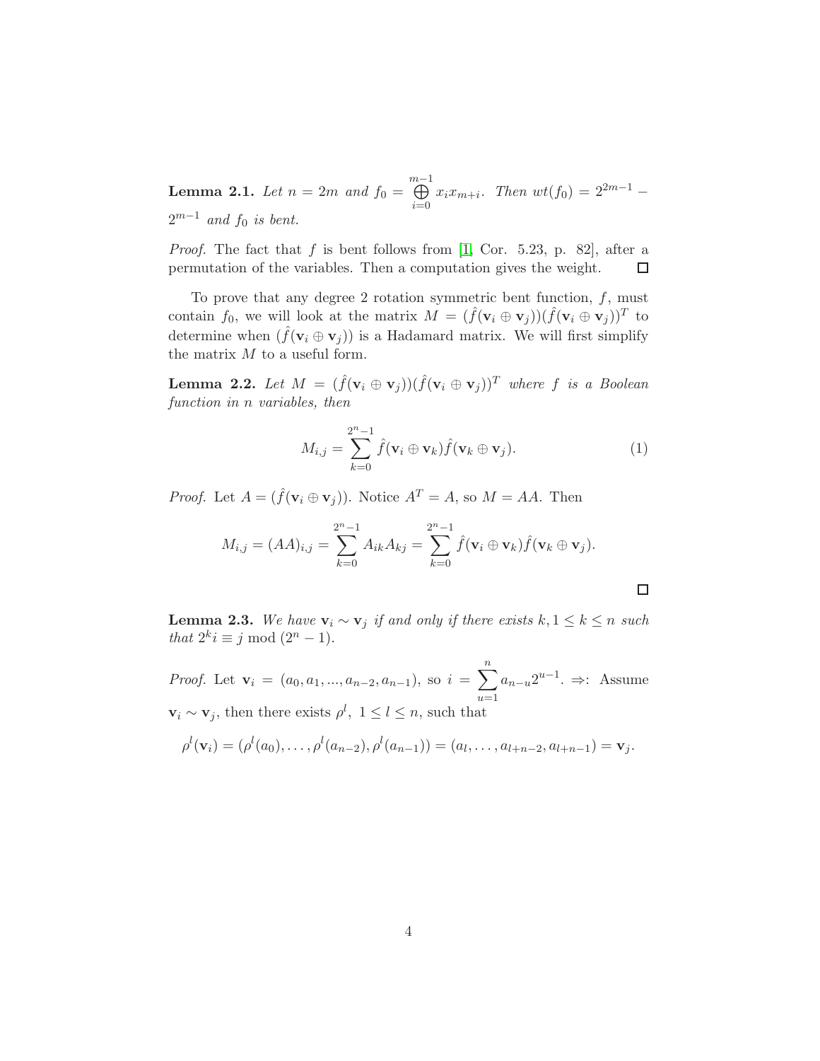**Lemma 2.1.** *Let $n = 2m$ and $f_0 = \bigoplus_{i=0}^{m-1} x_i x_{m+i}$. Then $wt(f_0) = 2^{2m-1} - 2^{m-1}$ and $f_0$ is bent.*

*Proof.* The fact that $f$ is bent follows from [1, Cor. 5.23, p. 82], after a permutation of the variables. Then a computation gives the weight. □

To prove that any degree 2 rotation symmetric bent function, $f$, must contain $f_0$, we will look at the matrix $M = (\hat{f}(\mathbf{v}_i \oplus \mathbf{v}_j))(\hat{f}(\mathbf{v}_i \oplus \mathbf{v}_j))^T$ to determine when $(\hat{f}(\mathbf{v}_i \oplus \mathbf{v}_j))$ is a Hadamard matrix. We will first simplify the matrix $M$ to a useful form.

**Lemma 2.2.** *Let $M = (\hat{f}(\mathbf{v}_i \oplus \mathbf{v}_j))(\hat{f}(\mathbf{v}_i \oplus \mathbf{v}_j))^T$ where $f$ is a Boolean function in $n$ variables, then*

$$M_{i,j} = \sum_{k=0}^{2^n-1} \hat{f}(\mathbf{v}_i \oplus \mathbf{v}_k)\hat{f}(\mathbf{v}_k \oplus \mathbf{v}_j). \tag{1}$$

*Proof.* Let $A = (\hat{f}(\mathbf{v}_i \oplus \mathbf{v}_j))$. Notice $A^T = A$, so $M = AA$. Then

$$M_{i,j} = (AA)_{i,j} = \sum_{k=0}^{2^n-1} A_{ik}A_{kj} = \sum_{k=0}^{2^n-1} \hat{f}(\mathbf{v}_i \oplus \mathbf{v}_k)\hat{f}(\mathbf{v}_k \oplus \mathbf{v}_j).$$

□

**Lemma 2.3.** *We have $\mathbf{v}_i \sim \mathbf{v}_j$ if and only if there exists $k, 1 \leq k \leq n$ such that $2^k i \equiv j \bmod (2^n - 1)$.*

*Proof.* Let $\mathbf{v}_i = (a_0, a_1, ..., a_{n-2}, a_{n-1})$, so $i = \sum_{u=1}^{n} a_{n-u}2^{u-1}$. $\Rightarrow$: Assume $\mathbf{v}_i \sim \mathbf{v}_j$, then there exists $\rho^l$, $1 \leq l \leq n$, such that

$$\rho^l(\mathbf{v}_i) = (\rho^l(a_0), \ldots, \rho^l(a_{n-2}), \rho^l(a_{n-1})) = (a_l, \ldots, a_{l+n-2}, a_{l+n-1}) = \mathbf{v}_j.$$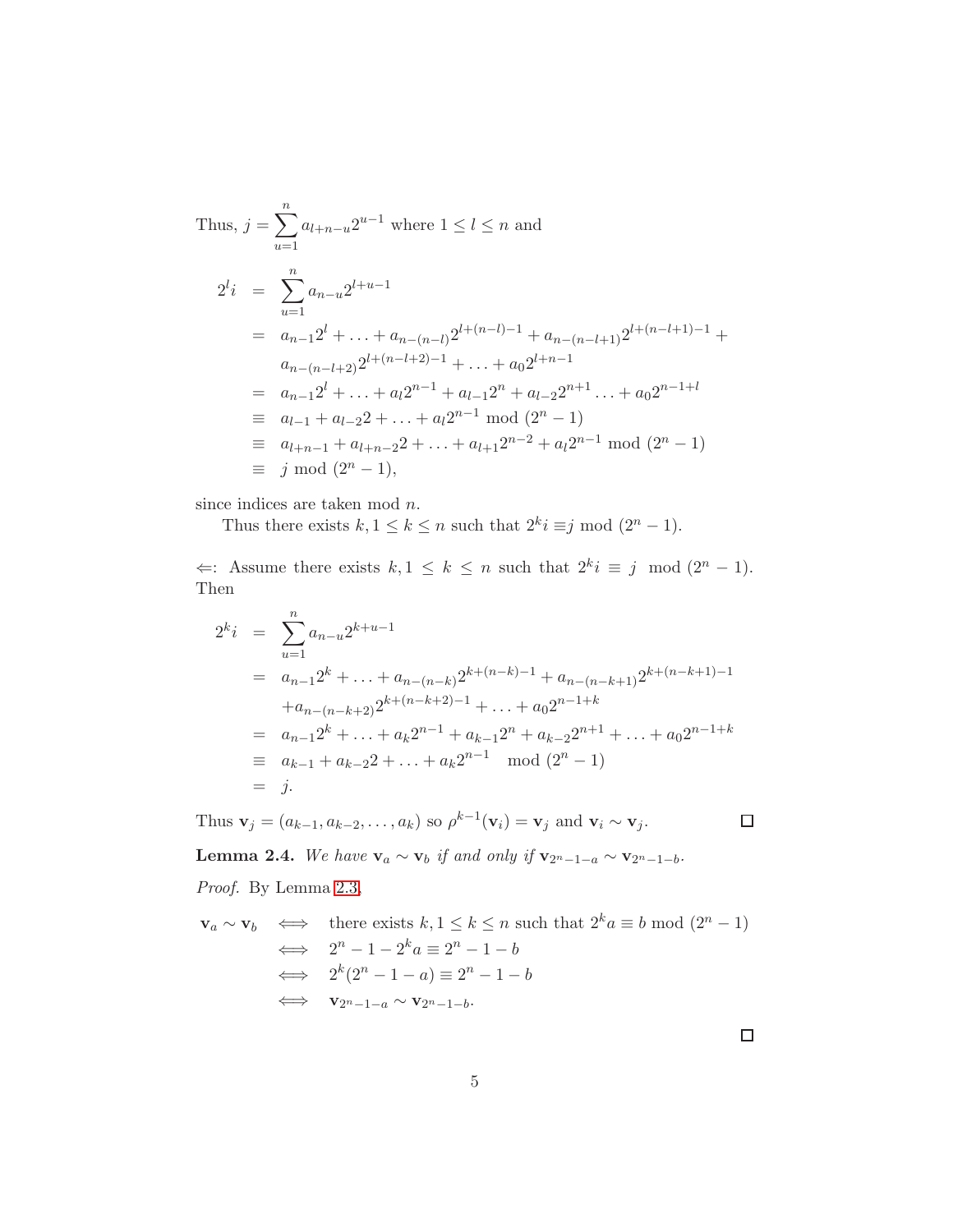Thus, $j = \sum_{u=1}^{n} a_{l+n-u} 2^{u-1}$ where $1 \leq l \leq n$ and

$$
\begin{aligned}
2^l i &= \sum_{u=1}^{n} a_{n-u} 2^{l+u-1} \\
&= a_{n-1}2^l + \ldots + a_{n-(n-l)}2^{l+(n-l)-1} + a_{n-(n-l+1)}2^{l+(n-l+1)-1} + \\
&\quad a_{n-(n-l+2)}2^{l+(n-l+2)-1} + \ldots + a_0 2^{l+n-1} \\
&= a_{n-1}2^l + \ldots + a_l 2^{n-1} + a_{l-1}2^n + a_{l-2}2^{n+1} \ldots + a_0 2^{n-1+l} \\
&\equiv a_{l-1} + a_{l-2}2 + \ldots + a_l 2^{n-1} \bmod (2^n - 1) \\
&\equiv a_{l+n-1} + a_{l+n-2}2 + \ldots + a_{l+1}2^{n-2} + a_l 2^{n-1} \bmod (2^n - 1) \\
&\equiv j \bmod (2^n - 1),
\end{aligned}
$$

since indices are taken mod $n$.

Thus there exists $k, 1 \leq k \leq n$ such that $2^k i \equiv j \bmod (2^n - 1)$.

$\Leftarrow$: Assume there exists $k, 1 \leq k \leq n$ such that $2^k i \equiv j \bmod (2^n - 1)$. Then

$$
\begin{aligned}
2^k i &= \sum_{u=1}^{n} a_{n-u} 2^{k+u-1} \\
&= a_{n-1}2^k + \ldots + a_{n-(n-k)}2^{k+(n-k)-1} + a_{n-(n-k+1)}2^{k+(n-k+1)-1} \\
&\quad + a_{n-(n-k+2)}2^{k+(n-k+2)-1} + \ldots + a_0 2^{n-1+k} \\
&= a_{n-1}2^k + \ldots + a_k 2^{n-1} + a_{k-1}2^n + a_{k-2}2^{n+1} + \ldots + a_0 2^{n-1+k} \\
&\equiv a_{k-1} + a_{k-2}2 + \ldots + a_k 2^{n-1} \quad \bmod (2^n - 1) \\
&= j.
\end{aligned}
$$

Thus $\mathbf{v}_j = (a_{k-1}, a_{k-2}, \ldots, a_k)$ so $\rho^{k-1}(\mathbf{v}_i) = \mathbf{v}_j$ and $\mathbf{v}_i \sim \mathbf{v}_j$. ∎

**Lemma 2.4.** *We have $\mathbf{v}_a \sim \mathbf{v}_b$ if and only if $\mathbf{v}_{2^n-1-a} \sim \mathbf{v}_{2^n-1-b}$.*

*Proof.* By Lemma 2.3,

$$
\begin{aligned}
\mathbf{v}_a \sim \mathbf{v}_b &\iff \text{there exists } k, 1 \leq k \leq n \text{ such that } 2^k a \equiv b \bmod (2^n - 1) \\
&\iff 2^n - 1 - 2^k a \equiv 2^n - 1 - b \\
&\iff 2^k(2^n - 1 - a) \equiv 2^n - 1 - b \\
&\iff \mathbf{v}_{2^n-1-a} \sim \mathbf{v}_{2^n-1-b}.
\end{aligned}
$$

∎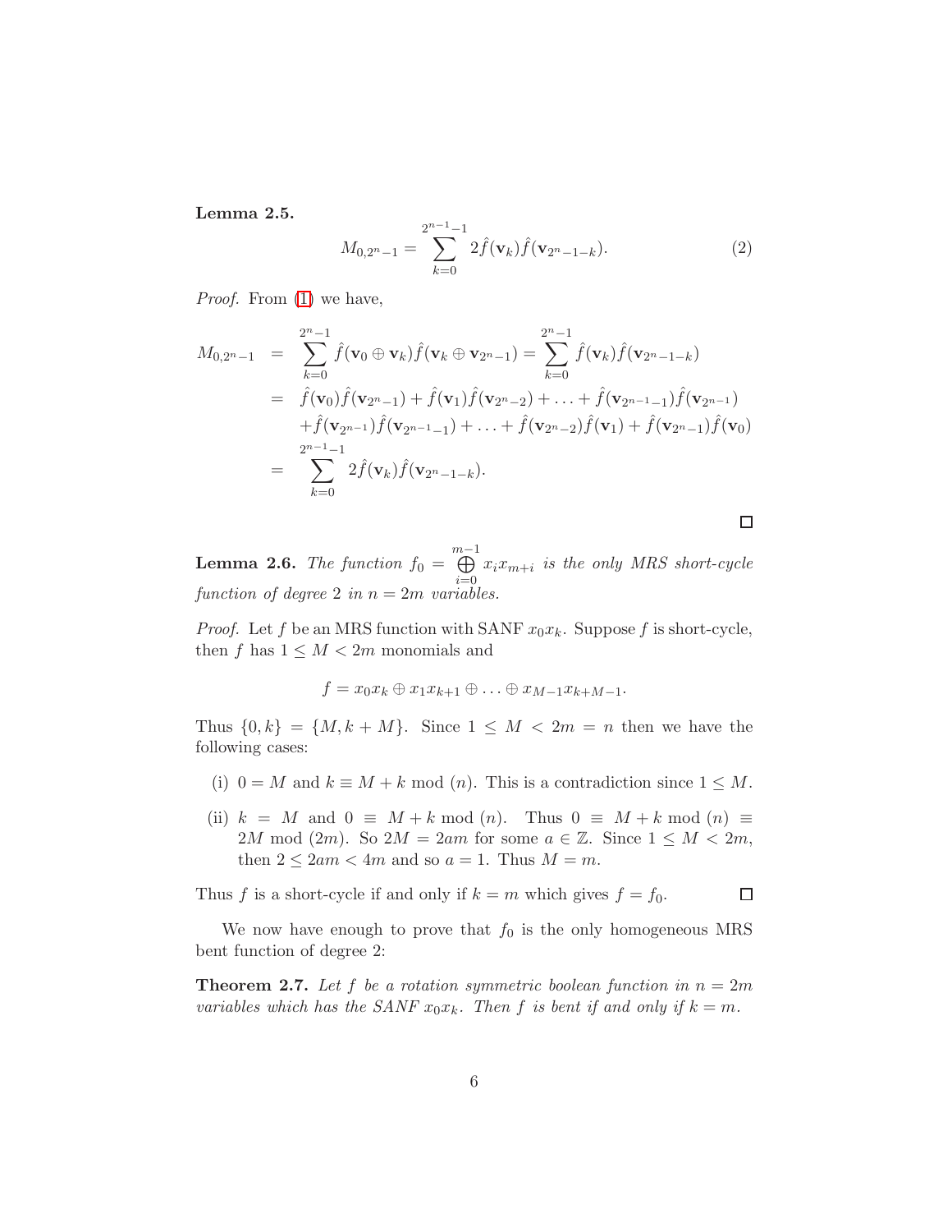**Lemma 2.5.**

$$M_{0,2^n-1} = \sum_{k=0}^{2^{n-1}-1} 2\hat{f}(\mathbf{v}_k)\hat{f}(\mathbf{v}_{2^n-1-k}). \tag{2}$$

*Proof.* From (1) we have,

$$\begin{aligned}
M_{0,2^n-1} &= \sum_{k=0}^{2^n-1} \hat{f}(\mathbf{v}_0 \oplus \mathbf{v}_k)\hat{f}(\mathbf{v}_k \oplus \mathbf{v}_{2^n-1}) = \sum_{k=0}^{2^n-1} \hat{f}(\mathbf{v}_k)\hat{f}(\mathbf{v}_{2^n-1-k}) \\
&= \hat{f}(\mathbf{v}_0)\hat{f}(\mathbf{v}_{2^n-1}) + \hat{f}(\mathbf{v}_1)\hat{f}(\mathbf{v}_{2^n-2}) + \ldots + \hat{f}(\mathbf{v}_{2^{n-1}-1})\hat{f}(\mathbf{v}_{2^{n-1}}) \\
&\quad + \hat{f}(\mathbf{v}_{2^{n-1}})\hat{f}(\mathbf{v}_{2^{n-1}-1}) + \ldots + \hat{f}(\mathbf{v}_{2^n-2})\hat{f}(\mathbf{v}_1) + \hat{f}(\mathbf{v}_{2^n-1})\hat{f}(\mathbf{v}_0) \\
&= \sum_{k=0}^{2^{n-1}-1} 2\hat{f}(\mathbf{v}_k)\hat{f}(\mathbf{v}_{2^n-1-k}).
\end{aligned}$$

□

**Lemma 2.6.** *The function $f_0 = \bigoplus_{i=0}^{m-1} x_i x_{m+i}$ is the only MRS short-cycle function of degree 2 in $n = 2m$ variables.*

*Proof.* Let $f$ be an MRS function with SANF $x_0x_k$. Suppose $f$ is short-cycle, then $f$ has $1 \leq M < 2m$ monomials and

$$f = x_0x_k \oplus x_1x_{k+1} \oplus \ldots \oplus x_{M-1}x_{k+M-1}.$$

Thus $\{0, k\} = \{M, k + M\}$. Since $1 \leq M < 2m = n$ then we have the following cases:

(i) $0 = M$ and $k \equiv M + k \bmod (n)$. This is a contradiction since $1 \leq M$.

(ii) $k = M$ and $0 \equiv M + k \bmod (n)$. Thus $0 \equiv M + k \bmod (n) \equiv 2M \bmod (2m)$. So $2M = 2am$ for some $a \in \mathbb{Z}$. Since $1 \leq M < 2m$, then $2 \leq 2am < 4m$ and so $a = 1$. Thus $M = m$.

Thus $f$ is a short-cycle if and only if $k = m$ which gives $f = f_0$. □

We now have enough to prove that $f_0$ is the only homogeneous MRS bent function of degree 2:

**Theorem 2.7.** *Let $f$ be a rotation symmetric boolean function in $n = 2m$ variables which has the SANF $x_0x_k$. Then $f$ is bent if and only if $k = m$.*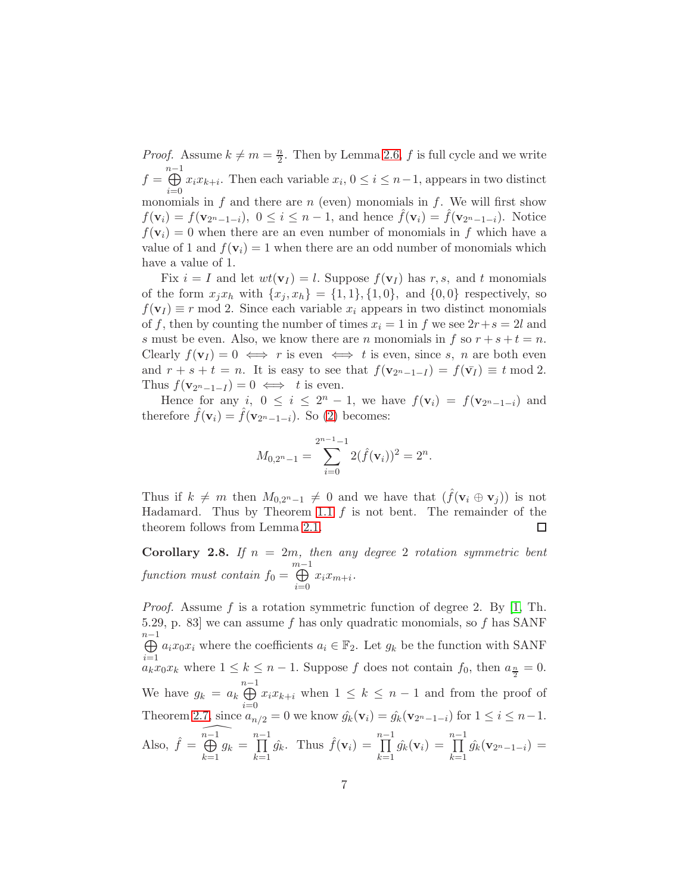*Proof.* Assume $k \neq m = \frac{n}{2}$. Then by Lemma 2.6, $f$ is full cycle and we write $f = \bigoplus_{i=0}^{n-1} x_i x_{k+i}$. Then each variable $x_i$, $0 \leq i \leq n-1$, appears in two distinct monomials in $f$ and there are $n$ (even) monomials in $f$. We will first show $f(\mathbf{v}_i) = f(\mathbf{v}_{2^n-1-i})$, $0 \leq i \leq n-1$, and hence $\hat{f}(\mathbf{v}_i) = \hat{f}(\mathbf{v}_{2^n-1-i})$. Notice $f(\mathbf{v}_i) = 0$ when there are an even number of monomials in $f$ which have a value of 1 and $f(\mathbf{v}_i) = 1$ when there are an odd number of monomials which have a value of 1.

Fix $i = I$ and let $wt(\mathbf{v}_I) = l$. Suppose $f(\mathbf{v}_I)$ has $r, s,$ and $t$ monomials of the form $x_j x_h$ with $\{x_j, x_h\} = \{1,1\}, \{1,0\},$ and $\{0,0\}$ respectively, so $f(\mathbf{v}_I) \equiv r \bmod 2$. Since each variable $x_i$ appears in two distinct monomials of $f$, then by counting the number of times $x_i = 1$ in $f$ we see $2r + s = 2l$ and $s$ must be even. Also, we know there are $n$ monomials in $f$ so $r + s + t = n$. Clearly $f(\mathbf{v}_I) = 0 \iff r$ is even $\iff t$ is even, since $s$, $n$ are both even and $r + s + t = n$. It is easy to see that $f(\mathbf{v}_{2^n-1-I}) = f(\bar{\mathbf{v}}_I) \equiv t \bmod 2$. Thus $f(\mathbf{v}_{2^n-1-I}) = 0 \iff t$ is even.

Hence for any $i$, $0 \leq i \leq 2^n - 1$, we have $f(\mathbf{v}_i) = f(\mathbf{v}_{2^n-1-i})$ and therefore $\hat{f}(\mathbf{v}_i) = \hat{f}(\mathbf{v}_{2^n-1-i})$. So (2) becomes:

$$M_{0,2^n-1} = \sum_{i=0}^{2^{n-1}-1} 2(\hat{f}(\mathbf{v}_i))^2 = 2^n.$$

Thus if $k \neq m$ then $M_{0,2^n-1} \neq 0$ and we have that $(\hat{f}(\mathbf{v}_i \oplus \mathbf{v}_j))$ is not Hadamard. Thus by Theorem 1.1 $f$ is not bent. The remainder of the theorem follows from Lemma 2.1. $\square$

**Corollary 2.8.** *If $n = 2m$, then any degree 2 rotation symmetric bent function must contain $f_0 = \bigoplus_{i=0}^{m-1} x_i x_{m+i}$.*

*Proof.* Assume $f$ is a rotation symmetric function of degree 2. By [1, Th. 5.29, p. 83] we can assume $f$ has only quadratic monomials, so $f$ has SANF $\bigoplus_{i=1}^{n-1} a_i x_0 x_i$ where the coefficients $a_i \in \mathbb{F}_2$. Let $g_k$ be the function with SANF $a_k x_0 x_k$ where $1 \leq k \leq n-1$. Suppose $f$ does not contain $f_0$, then $a_{\frac{n}{2}} = 0$. We have $g_k = a_k \bigoplus_{i=0}^{n-1} x_i x_{k+i}$ when $1 \leq k \leq n-1$ and from the proof of Theorem 2.7, since $a_{n/2} = 0$ we know $\hat{g_k}(\mathbf{v}_i) = \hat{g_k}(\mathbf{v}_{2^n-1-i})$ for $1 \leq i \leq n-1$. Also, $\hat{f} = \widehat{\bigoplus_{k=1}^{n-1} g_k} = \prod_{k=1}^{n-1} \hat{g_k}$. Thus $\hat{f}(\mathbf{v}_i) = \prod_{k=1}^{n-1} \hat{g_k}(\mathbf{v}_i) = \prod_{k=1}^{n-1} \hat{g_k}(\mathbf{v}_{2^n-1-i}) =$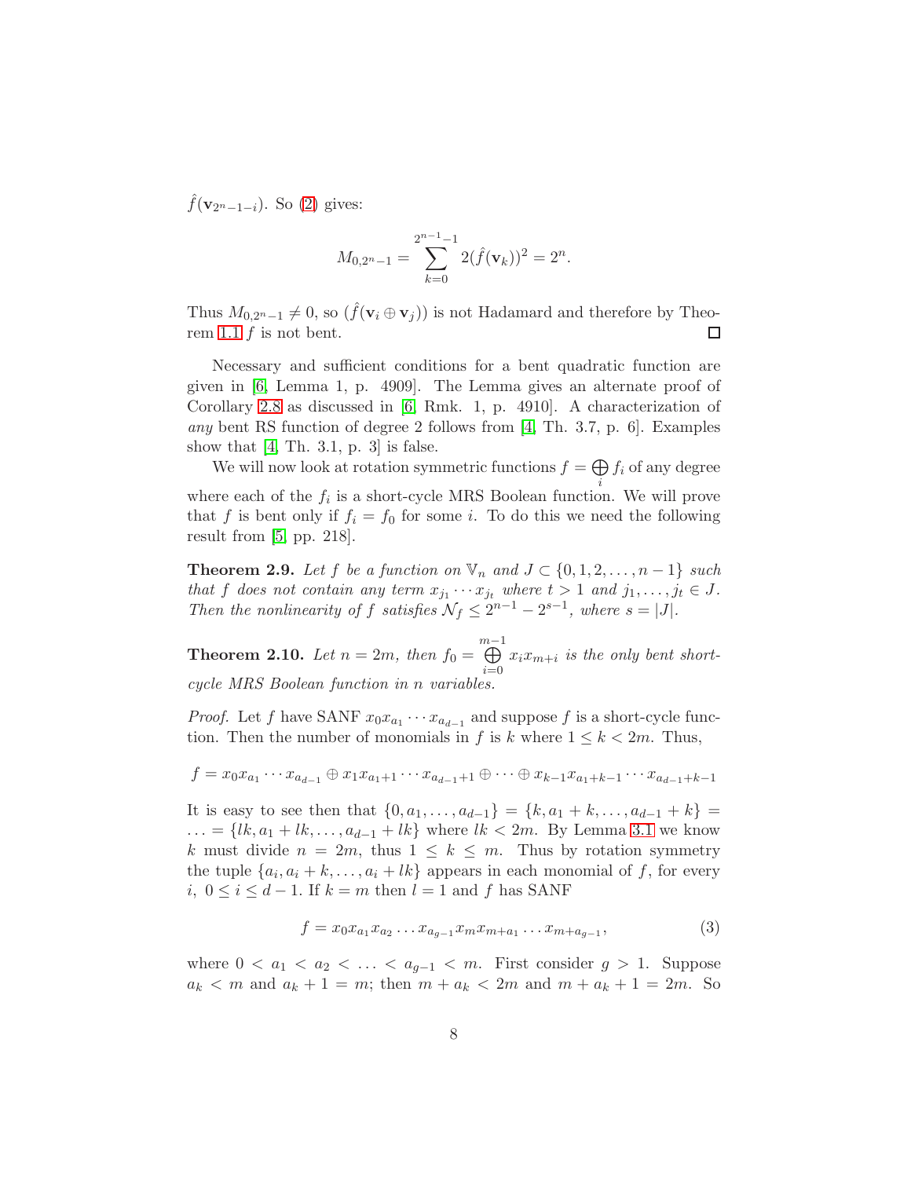$\hat{f}(\mathbf{v}_{2^n-1-i})$. So (2) gives:

$$M_{0,2^n-1} = \sum_{k=0}^{2^{n-1}-1} 2(\hat{f}(\mathbf{v}_k))^2 = 2^n.$$

Thus $M_{0,2^n-1} \neq 0$, so $(\hat{f}(\mathbf{v}_i \oplus \mathbf{v}_j))$ is not Hadamard and therefore by Theorem 1.1 $f$ is not bent. □

Necessary and sufficient conditions for a bent quadratic function are given in [6, Lemma 1, p. 4909]. The Lemma gives an alternate proof of Corollary 2.8 as discussed in [6, Rmk. 1, p. 4910]. A characterization of *any* bent RS function of degree 2 follows from [4, Th. 3.7, p. 6]. Examples show that [4, Th. 3.1, p. 3] is false.

We will now look at rotation symmetric functions $f = \bigoplus_i f_i$ of any degree where each of the $f_i$ is a short-cycle MRS Boolean function. We will prove that $f$ is bent only if $f_i = f_0$ for some $i$. To do this we need the following result from [5, pp. 218].

**Theorem 2.9.** *Let $f$ be a function on $\mathbb{V}_n$ and $J \subset \{0, 1, 2, \ldots, n-1\}$ such that $f$ does not contain any term $x_{j_1} \cdots x_{j_t}$ where $t > 1$ and $j_1, \ldots, j_t \in J$. Then the nonlinearity of $f$ satisfies $\mathcal{N}_f \leq 2^{n-1} - 2^{s-1}$, where $s = |J|$.*

**Theorem 2.10.** *Let $n = 2m$, then $f_0 = \bigoplus_{i=0}^{m-1} x_i x_{m+i}$ is the only bent short-cycle MRS Boolean function in $n$ variables.*

*Proof.* Let $f$ have SANF $x_0 x_{a_1} \cdots x_{a_{d-1}}$ and suppose $f$ is a short-cycle function. Then the number of monomials in $f$ is $k$ where $1 \leq k < 2m$. Thus,

$$f = x_0 x_{a_1} \cdots x_{a_{d-1}} \oplus x_1 x_{a_1+1} \cdots x_{a_{d-1}+1} \oplus \cdots \oplus x_{k-1} x_{a_1+k-1} \cdots x_{a_{d-1}+k-1}$$

It is easy to see then that $\{0, a_1, \ldots, a_{d-1}\} = \{k, a_1 + k, \ldots, a_{d-1} + k\} = \ldots = \{lk, a_1 + lk, \ldots, a_{d-1} + lk\}$ where $lk < 2m$. By Lemma 3.1 we know $k$ must divide $n = 2m$, thus $1 \leq k \leq m$. Thus by rotation symmetry the tuple $\{a_i, a_i + k, \ldots, a_i + lk\}$ appears in each monomial of $f$, for every $i$, $0 \leq i \leq d-1$. If $k = m$ then $l = 1$ and $f$ has SANF

$$f = x_0 x_{a_1} x_{a_2} \ldots x_{a_{g-1}} x_m x_{m+a_1} \ldots x_{m+a_{g-1}}, \tag{3}$$

where $0 < a_1 < a_2 < \ldots < a_{g-1} < m$. First consider $g > 1$. Suppose $a_k < m$ and $a_k + 1 = m$; then $m + a_k < 2m$ and $m + a_k + 1 = 2m$. So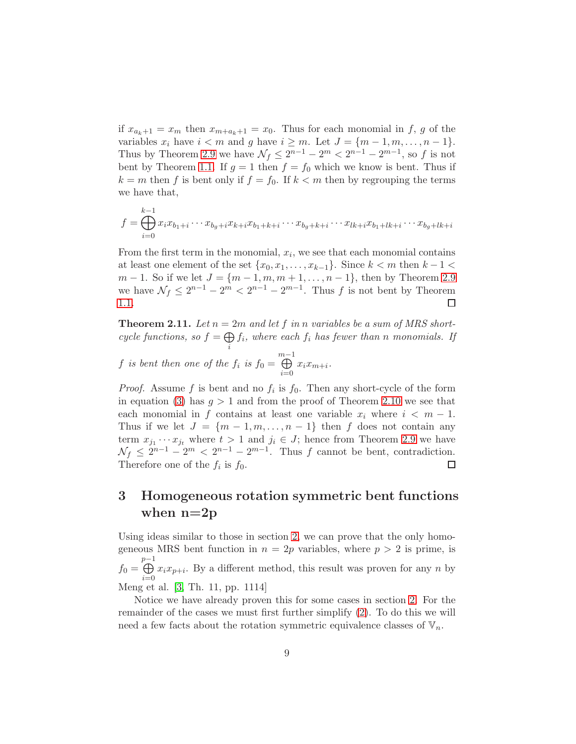if $x_{a_k+1} = x_m$ then $x_{m+a_k+1} = x_0$. Thus for each monomial in $f$, $g$ of the variables $x_i$ have $i < m$ and $g$ have $i \geq m$. Let $J = \{m-1, m, \ldots, n-1\}$. Thus by Theorem 2.9 we have $\mathcal{N}_f \leq 2^{n-1} - 2^m < 2^{n-1} - 2^{m-1}$, so $f$ is not bent by Theorem 1.1. If $g = 1$ then $f = f_0$ which we know is bent. Thus if $k = m$ then $f$ is bent only if $f = f_0$. If $k < m$ then by regrouping the terms we have that,

$$f = \bigoplus_{i=0}^{k-1} x_i x_{b_1+i} \cdots x_{b_g+i} x_{k+i} x_{b_1+k+i} \cdots x_{b_g+k+i} \cdots x_{lk+i} x_{b_1+lk+i} \cdots x_{b_g+lk+i}$$

From the first term in the monomial, $x_i$, we see that each monomial contains at least one element of the set $\{x_0, x_1, \ldots, x_{k-1}\}$. Since $k < m$ then $k-1 < m-1$. So if we let $J = \{m-1, m, m+1, \ldots, n-1\}$, then by Theorem 2.9 we have $\mathcal{N}_f \leq 2^{n-1} - 2^m < 2^{n-1} - 2^{m-1}$. Thus $f$ is not bent by Theorem 1.1. ∎

**Theorem 2.11.** *Let $n = 2m$ and let $f$ in $n$ variables be a sum of MRS short-cycle functions, so $f = \bigoplus_i f_i$, where each $f_i$ has fewer than $n$ monomials. If $f$ is bent then one of the $f_i$ is $f_0 = \bigoplus_{i=0}^{m-1} x_i x_{m+i}$.*

*Proof.* Assume $f$ is bent and no $f_i$ is $f_0$. Then any short-cycle of the form in equation (3) has $g > 1$ and from the proof of Theorem 2.10 we see that each monomial in $f$ contains at least one variable $x_i$ where $i < m-1$. Thus if we let $J = \{m-1, m, \ldots, n-1\}$ then $f$ does not contain any term $x_{j_1} \cdots x_{j_t}$ where $t > 1$ and $j_i \in J$; hence from Theorem 2.9 we have $\mathcal{N}_f \leq 2^{n-1} - 2^m < 2^{n-1} - 2^{m-1}$. Thus $f$ cannot be bent, contradiction. Therefore one of the $f_i$ is $f_0$. ∎

# 3 Homogeneous rotation symmetric bent functions when n=2p

Using ideas similar to those in section 2, we can prove that the only homogeneous MRS bent function in $n = 2p$ variables, where $p > 2$ is prime, is $f_0 = \bigoplus_{i=0}^{p-1} x_i x_{p+i}$. By a different method, this result was proven for any $n$ by Meng et al. [3, Th. 11, pp. 1114]

Notice we have already proven this for some cases in section 2. For the remainder of the cases we must first further simplify (2). To do this we will need a few facts about the rotation symmetric equivalence classes of $\mathbb{V}_n$.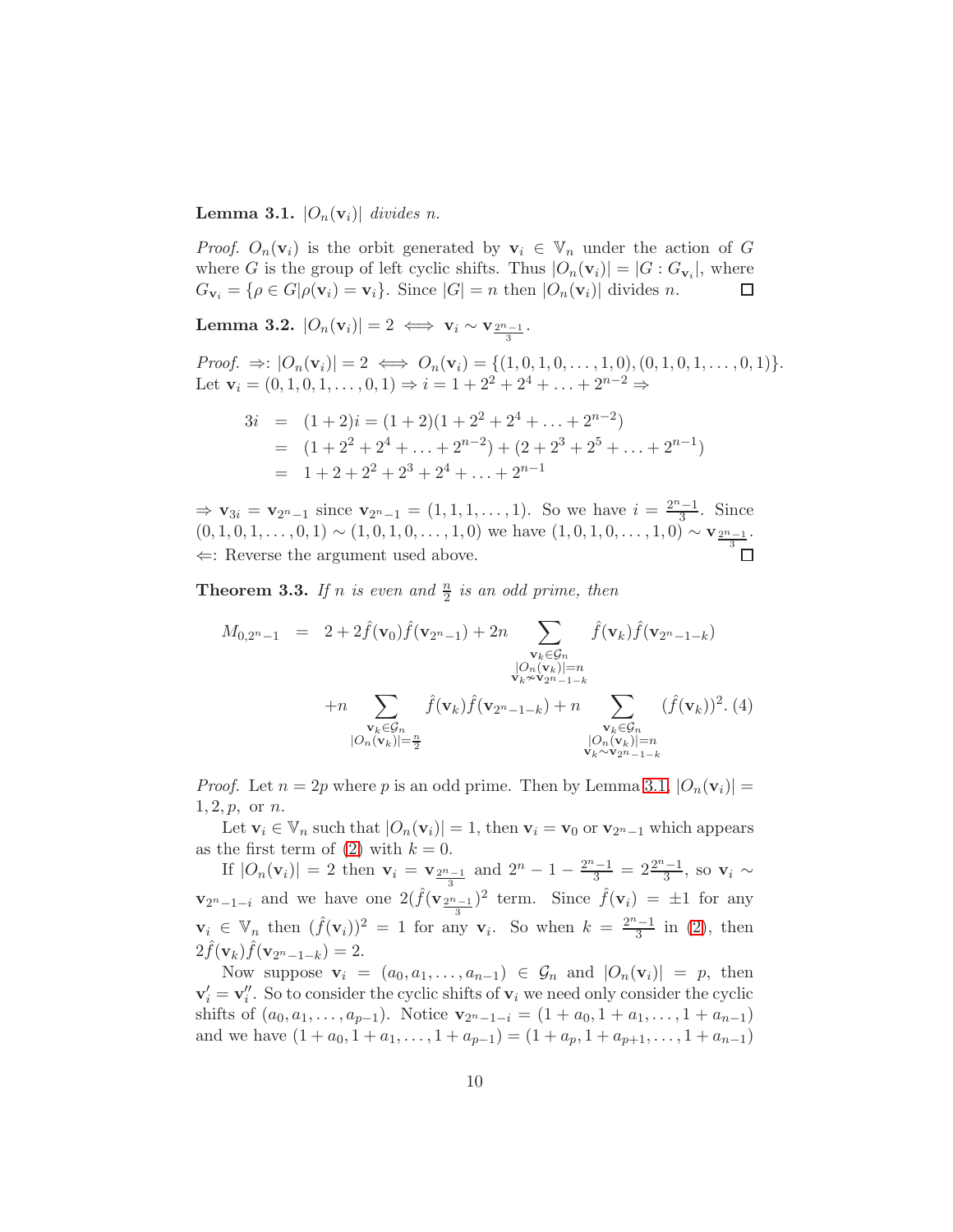**Lemma 3.1.** *$|O_n(\mathbf{v}_i)|$ divides $n$.*

*Proof.* $O_n(\mathbf{v}_i)$ is the orbit generated by $\mathbf{v}_i \in \mathbb{V}_n$ under the action of $G$ where $G$ is the group of left cyclic shifts. Thus $|O_n(\mathbf{v}_i)| = |G : G_{\mathbf{v}_i}|$, where $G_{\mathbf{v}_i} = \{\rho \in G | \rho(\mathbf{v}_i) = \mathbf{v}_i\}$. Since $|G| = n$ then $|O_n(\mathbf{v}_i)|$ divides $n$. ☐

**Lemma 3.2.** $|O_n(\mathbf{v}_i)| = 2 \iff \mathbf{v}_i \sim \mathbf{v}_{\frac{2^n-1}{3}}$.

*Proof.* $\Rightarrow$: $|O_n(\mathbf{v}_i)| = 2 \iff O_n(\mathbf{v}_i) = \{(1,0,1,0,\ldots,1,0),(0,1,0,1,\ldots,0,1)\}$. Let $\mathbf{v}_i = (0,1,0,1,\ldots,0,1) \Rightarrow i = 1 + 2^2 + 2^4 + \ldots + 2^{n-2} \Rightarrow$

$$\begin{aligned}
3i &= (1+2)i = (1+2)(1 + 2^2 + 2^4 + \ldots + 2^{n-2}) \\
&= (1 + 2^2 + 2^4 + \ldots + 2^{n-2}) + (2 + 2^3 + 2^5 + \ldots + 2^{n-1}) \\
&= 1 + 2 + 2^2 + 2^3 + 2^4 + \ldots + 2^{n-1}
\end{aligned}$$

$\Rightarrow \mathbf{v}_{3i} = \mathbf{v}_{2^n-1}$ since $\mathbf{v}_{2^n-1} = (1,1,1,\ldots,1)$. So we have $i = \frac{2^n-1}{3}$. Since $(0,1,0,1,\ldots,0,1) \sim (1,0,1,0,\ldots,1,0)$ we have $(1,0,1,0,\ldots,1,0) \sim \mathbf{v}_{\frac{2^n-1}{3}}$.
$\Leftarrow$: Reverse the argument used above. ☐

**Theorem 3.3.** *If $n$ is even and $\frac{n}{2}$ is an odd prime, then*

$$\begin{aligned}
M_{0,2^n-1} &= 2 + 2\hat{f}(\mathbf{v}_0)\hat{f}(\mathbf{v}_{2^n-1}) + 2n \sum_{\substack{\mathbf{v}_k \in \mathcal{G}_n \\ |O_n(\mathbf{v}_k)|=n \\ \mathbf{v}_k \nsim \mathbf{v}_{2^n-1-k}}} \hat{f}(\mathbf{v}_k)\hat{f}(\mathbf{v}_{2^n-1-k}) \\
&\quad + n \sum_{\substack{\mathbf{v}_k \in \mathcal{G}_n \\ |O_n(\mathbf{v}_k)|=\frac{n}{2}}} \hat{f}(\mathbf{v}_k)\hat{f}(\mathbf{v}_{2^n-1-k}) + n \sum_{\substack{\mathbf{v}_k \in \mathcal{G}_n \\ |O_n(\mathbf{v}_k)|=n \\ \mathbf{v}_k \sim \mathbf{v}_{2^n-1-k}}} (\hat{f}(\mathbf{v}_k))^2. \quad (4)
\end{aligned}$$

*Proof.* Let $n = 2p$ where $p$ is an odd prime. Then by Lemma 3.1, $|O_n(\mathbf{v}_i)| = 1, 2, p,$ or $n$.

Let $\mathbf{v}_i \in \mathbb{V}_n$ such that $|O_n(\mathbf{v}_i)| = 1$, then $\mathbf{v}_i = \mathbf{v}_0$ or $\mathbf{v}_{2^n-1}$ which appears as the first term of (2) with $k = 0$.

If $|O_n(\mathbf{v}_i)| = 2$ then $\mathbf{v}_i = \mathbf{v}_{\frac{2^n-1}{3}}$ and $2^n - 1 - \frac{2^n-1}{3} = 2\frac{2^n-1}{3}$, so $\mathbf{v}_i \sim \mathbf{v}_{2^n-1-i}$ and we have one $2(\hat{f}(\mathbf{v}_{\frac{2^n-1}{3}}))^2$ term. Since $\hat{f}(\mathbf{v}_i) = \pm 1$ for any $\mathbf{v}_i \in \mathbb{V}_n$ then $(\hat{f}(\mathbf{v}_i))^2 = 1$ for any $\mathbf{v}_i$. So when $k = \frac{2^n-1}{3}$ in (2), then $2\hat{f}(\mathbf{v}_k)\hat{f}(\mathbf{v}_{2^n-1-k}) = 2$.

Now suppose $\mathbf{v}_i = (a_0, a_1, \ldots, a_{n-1}) \in \mathcal{G}_n$ and $|O_n(\mathbf{v}_i)| = p$, then $\mathbf{v}_i' = \mathbf{v}_i''$. So to consider the cyclic shifts of $\mathbf{v}_i$ we need only consider the cyclic shifts of $(a_0, a_1, \ldots, a_{p-1})$. Notice $\mathbf{v}_{2^n-1-i} = (1 + a_0, 1 + a_1, \ldots, 1 + a_{n-1})$ and we have $(1 + a_0, 1 + a_1, \ldots, 1 + a_{p-1}) = (1 + a_p, 1 + a_{p+1}, \ldots, 1 + a_{n-1})$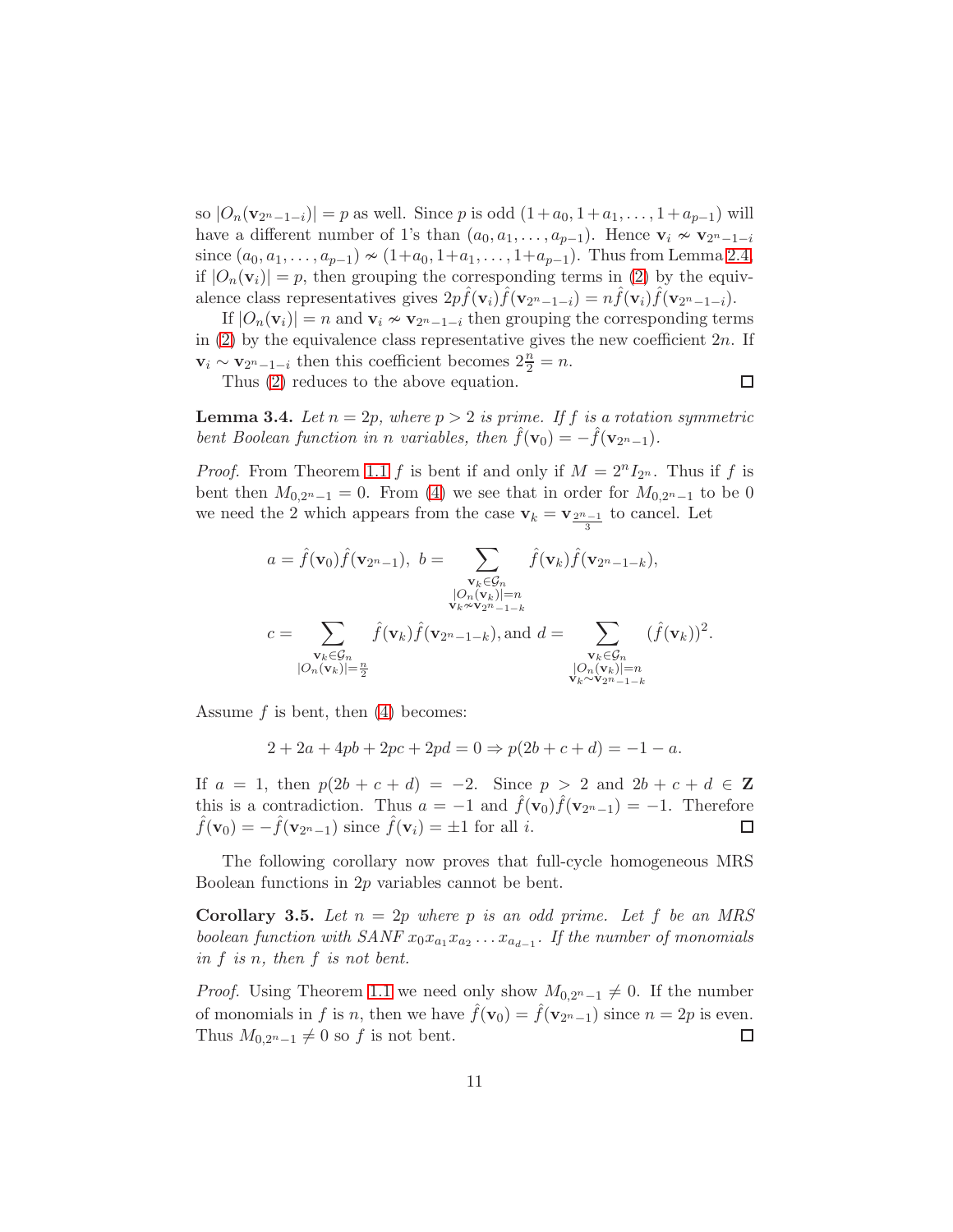so $|O_n(\mathbf{v}_{2^n-1-i})| = p$ as well. Since $p$ is odd $(1+a_0, 1+a_1, \ldots, 1+a_{p-1})$ will have a different number of 1's than $(a_0, a_1, \ldots, a_{p-1})$. Hence $\mathbf{v}_i \nsim \mathbf{v}_{2^n-1-i}$ since $(a_0, a_1, \ldots, a_{p-1}) \nsim (1+a_0, 1+a_1, \ldots, 1+a_{p-1})$. Thus from Lemma 2.4, if $|O_n(\mathbf{v}_i)| = p$, then grouping the corresponding terms in (2) by the equivalence class representatives gives $2p\hat{f}(\mathbf{v}_i)\hat{f}(\mathbf{v}_{2^n-1-i}) = n\hat{f}(\mathbf{v}_i)\hat{f}(\mathbf{v}_{2^n-1-i})$.

If $|O_n(\mathbf{v}_i)| = n$ and $\mathbf{v}_i \nsim \mathbf{v}_{2^n-1-i}$ then grouping the corresponding terms in (2) by the equivalence class representative gives the new coefficient $2n$. If $\mathbf{v}_i \sim \mathbf{v}_{2^n-1-i}$ then this coefficient becomes $2\frac{n}{2} = n$.

Thus (2) reduces to the above equation. □

**Lemma 3.4.** *Let $n = 2p$, where $p > 2$ is prime. If $f$ is a rotation symmetric bent Boolean function in $n$ variables, then $\hat{f}(\mathbf{v}_0) = -\hat{f}(\mathbf{v}_{2^n-1})$.*

*Proof.* From Theorem 1.1 $f$ is bent if and only if $M = 2^n I_{2^n}$. Thus if $f$ is bent then $M_{0,2^n-1} = 0$. From (4) we see that in order for $M_{0,2^n-1}$ to be 0 we need the 2 which appears from the case $\mathbf{v}_k = \mathbf{v}_{\frac{2^n-1}{3}}$ to cancel. Let

$$a = \hat{f}(\mathbf{v}_0)\hat{f}(\mathbf{v}_{2^n-1}),\ b = \sum_{\substack{\mathbf{v}_k \in \mathcal{G}_n \\ |O_n(\mathbf{v}_k)|=n \\ \mathbf{v}_k \nsim \mathbf{v}_{2^n-1-k}}} \hat{f}(\mathbf{v}_k)\hat{f}(\mathbf{v}_{2^n-1-k}),$$

$$c = \sum_{\substack{\mathbf{v}_k \in \mathcal{G}_n \\ |O_n(\mathbf{v}_k)|=\frac{n}{2}}} \hat{f}(\mathbf{v}_k)\hat{f}(\mathbf{v}_{2^n-1-k}), \text{and } d = \sum_{\substack{\mathbf{v}_k \in \mathcal{G}_n \\ |O_n(\mathbf{v}_k)|=n \\ \mathbf{v}_k \sim \mathbf{v}_{2^n-1-k}}} (\hat{f}(\mathbf{v}_k))^2.$$

Assume $f$ is bent, then (4) becomes:

$$2 + 2a + 4pb + 2pc + 2pd = 0 \Rightarrow p(2b + c + d) = -1 - a.$$

If $a = 1$, then $p(2b + c + d) = -2$. Since $p > 2$ and $2b + c + d \in \mathbf{Z}$ this is a contradiction. Thus $a = -1$ and $\hat{f}(\mathbf{v}_0)\hat{f}(\mathbf{v}_{2^n-1}) = -1$. Therefore $\hat{f}(\mathbf{v}_0) = -\hat{f}(\mathbf{v}_{2^n-1})$ since $\hat{f}(\mathbf{v}_i) = \pm 1$ for all $i$. □

The following corollary now proves that full-cycle homogeneous MRS Boolean functions in $2p$ variables cannot be bent.

**Corollary 3.5.** *Let $n = 2p$ where $p$ is an odd prime. Let $f$ be an MRS boolean function with SANF $x_0 x_{a_1} x_{a_2} \ldots x_{a_{d-1}}$. If the number of monomials in $f$ is $n$, then $f$ is not bent.*

*Proof.* Using Theorem 1.1 we need only show $M_{0,2^n-1} \neq 0$. If the number of monomials in $f$ is $n$, then we have $\hat{f}(\mathbf{v}_0) = \hat{f}(\mathbf{v}_{2^n-1})$ since $n = 2p$ is even. Thus $M_{0,2^n-1} \neq 0$ so $f$ is not bent. □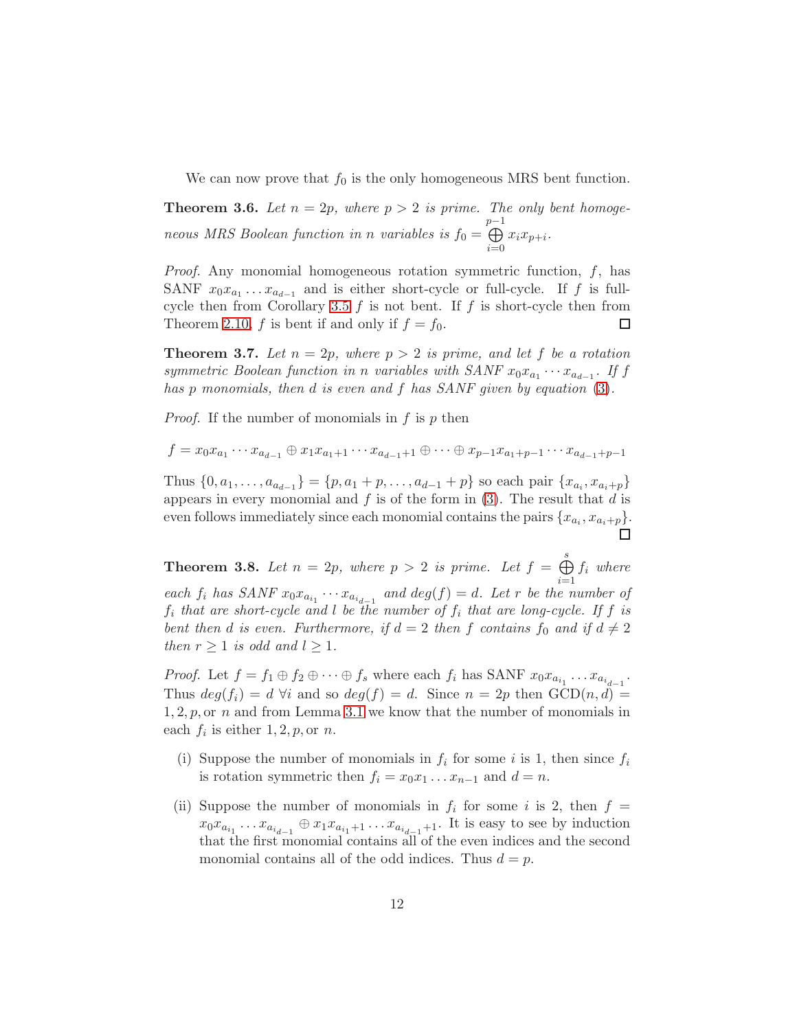We can now prove that $f_0$ is the only homogeneous MRS bent function.

**Theorem 3.6.** *Let $n = 2p$, where $p > 2$ is prime. The only bent homogeneous MRS Boolean function in $n$ variables is $f_0 = \bigoplus_{i=0}^{p-1} x_i x_{p+i}$.*

*Proof.* Any monomial homogeneous rotation symmetric function, $f$, has SANF $x_0 x_{a_1} \dots x_{a_{d-1}}$ and is either short-cycle or full-cycle. If $f$ is full-cycle then from Corollary 3.5 $f$ is not bent. If $f$ is short-cycle then from Theorem 2.10, $f$ is bent if and only if $f = f_0$. □

**Theorem 3.7.** *Let $n = 2p$, where $p > 2$ is prime, and let $f$ be a rotation symmetric Boolean function in $n$ variables with SANF $x_0 x_{a_1} \cdots x_{a_{d-1}}$. If $f$ has $p$ monomials, then $d$ is even and $f$ has SANF given by equation (3).*

*Proof.* If the number of monomials in $f$ is $p$ then

$$f = x_0 x_{a_1} \cdots x_{a_{d-1}} \oplus x_1 x_{a_1+1} \cdots x_{a_{d-1}+1} \oplus \cdots \oplus x_{p-1} x_{a_1+p-1} \cdots x_{a_{d-1}+p-1}$$

Thus $\{0, a_1, \dots, a_{a_{d-1}}\} = \{p, a_1 + p, \dots, a_{d-1} + p\}$ so each pair $\{x_{a_i}, x_{a_i+p}\}$ appears in every monomial and $f$ is of the form in (3). The result that $d$ is even follows immediately since each monomial contains the pairs $\{x_{a_i}, x_{a_i+p}\}$. □

**Theorem 3.8.** *Let $n = 2p$, where $p > 2$ is prime. Let $f = \bigoplus_{i=1}^{s} f_i$ where each $f_i$ has SANF $x_0 x_{a_{i_1}} \cdots x_{a_{i_{d-1}}}$ and $deg(f) = d$. Let $r$ be the number of $f_i$ that are short-cycle and $l$ be the number of $f_i$ that are long-cycle. If $f$ is bent then $d$ is even. Furthermore, if $d = 2$ then $f$ contains $f_0$ and if $d \neq 2$ then $r \geq 1$ is odd and $l \geq 1$.*

*Proof.* Let $f = f_1 \oplus f_2 \oplus \cdots \oplus f_s$ where each $f_i$ has SANF $x_0 x_{a_{i_1}} \dots x_{a_{i_{d-1}}}$. Thus $deg(f_i) = d \ \forall i$ and so $deg(f) = d$. Since $n = 2p$ then $\text{GCD}(n, d) = 1, 2, p,$ or $n$ and from Lemma 3.1 we know that the number of monomials in each $f_i$ is either $1, 2, p,$ or $n$.

(i) Suppose the number of monomials in $f_i$ for some $i$ is 1, then since $f_i$ is rotation symmetric then $f_i = x_0 x_1 \dots x_{n-1}$ and $d = n$.

(ii) Suppose the number of monomials in $f_i$ for some $i$ is 2, then $f = x_0 x_{a_{i_1}} \dots x_{a_{i_{d-1}}} \oplus x_1 x_{a_{i_1}+1} \dots x_{a_{i_{d-1}}+1}$. It is easy to see by induction that the first monomial contains all of the even indices and the second monomial contains all of the odd indices. Thus $d = p$.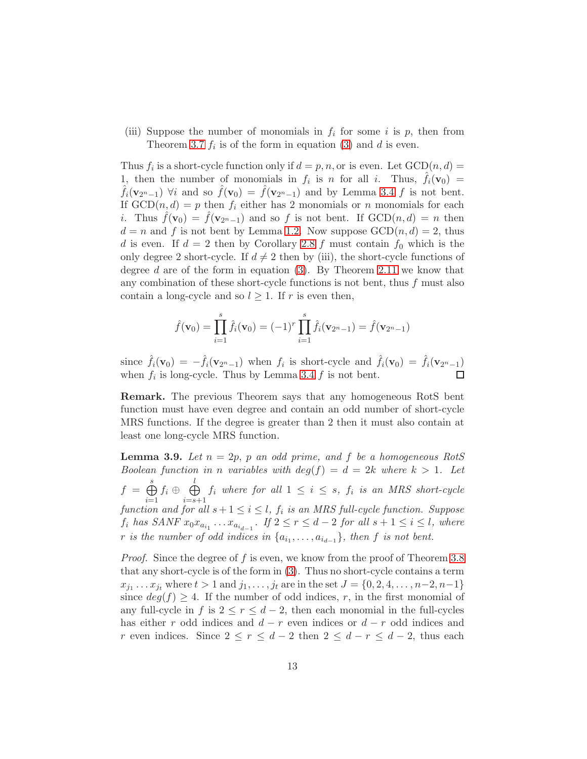(iii) Suppose the number of monomials in $f_i$ for some $i$ is $p$, then from Theorem 3.7 $f_i$ is of the form in equation (3) and $d$ is even.

Thus $f_i$ is a short-cycle function only if $d = p, n,$ or is even. Let $\mathrm{GCD}(n, d) = 1$, then the number of monomials in $f_i$ is $n$ for all $i$. Thus, $\hat{f}_i(\mathbf{v}_0) = \hat{f}_i(\mathbf{v}_{2^n-1})$ $\forall i$ and so $\hat{f}(\mathbf{v}_0) = \hat{f}(\mathbf{v}_{2^n-1})$ and by Lemma 3.4 $f$ is not bent. If $\mathrm{GCD}(n, d) = p$ then $f_i$ either has 2 monomials or $n$ monomials for each $i$. Thus $\hat{f}(\mathbf{v}_0) = \hat{f}(\mathbf{v}_{2^n-1})$ and so $f$ is not bent. If $\mathrm{GCD}(n, d) = n$ then $d = n$ and $f$ is not bent by Lemma 1.2. Now suppose $\mathrm{GCD}(n, d) = 2$, thus $d$ is even. If $d = 2$ then by Corollary 2.8 $f$ must contain $f_0$ which is the only degree 2 short-cycle. If $d \neq 2$ then by (iii), the short-cycle functions of degree $d$ are of the form in equation (3). By Theorem 2.11 we know that any combination of these short-cycle functions is not bent, thus $f$ must also contain a long-cycle and so $l \geq 1$. If $r$ is even then,

$$\hat{f}(\mathbf{v}_0) = \prod_{i=1}^{s} \hat{f}_i(\mathbf{v}_0) = (-1)^r \prod_{i=1}^{s} \hat{f}_i(\mathbf{v}_{2^n-1}) = \hat{f}(\mathbf{v}_{2^n-1})$$

since $\hat{f}_i(\mathbf{v}_0) = -\hat{f}_i(\mathbf{v}_{2^n-1})$ when $f_i$ is short-cycle and $\hat{f}_i(\mathbf{v}_0) = \hat{f}_i(\mathbf{v}_{2^n-1})$ when $f_i$ is long-cycle. Thus by Lemma 3.4 $f$ is not bent. □

**Remark.** The previous Theorem says that any homogeneous RotS bent function must have even degree and contain an odd number of short-cycle MRS functions. If the degree is greater than 2 then it must also contain at least one long-cycle MRS function.

**Lemma 3.9.** *Let $n = 2p$, $p$ an odd prime, and $f$ be a homogeneous RotS Boolean function in $n$ variables with $deg(f) = d = 2k$ where $k > 1$. Let $f = \bigoplus_{i=1}^{s} f_i \oplus \bigoplus_{i=s+1}^{l} f_i$ where for all $1 \leq i \leq s$, $f_i$ is an MRS short-cycle function and for all $s+1 \leq i \leq l$, $f_i$ is an MRS full-cycle function. Suppose $f_i$ has SANF $x_0 x_{a_{i_1}} \ldots x_{a_{i_{d-1}}}$. If $2 \leq r \leq d-2$ for all $s+1 \leq i \leq l$, where $r$ is the number of odd indices in $\{a_{i_1}, \ldots, a_{i_{d-1}}\}$, then $f$ is not bent.*

*Proof.* Since the degree of $f$ is even, we know from the proof of Theorem 3.8 that any short-cycle is of the form in (3). Thus no short-cycle contains a term $x_{j_1} \ldots x_{j_t}$ where $t > 1$ and $j_1, \ldots, j_t$ are in the set $J = \{0, 2, 4, \ldots, n-2, n-1\}$ since $deg(f) \geq 4$. If the number of odd indices, $r$, in the first monomial of any full-cycle in $f$ is $2 \leq r \leq d-2$, then each monomial in the full-cycles has either $r$ odd indices and $d-r$ even indices or $d-r$ odd indices and $r$ even indices. Since $2 \leq r \leq d-2$ then $2 \leq d-r \leq d-2$, thus each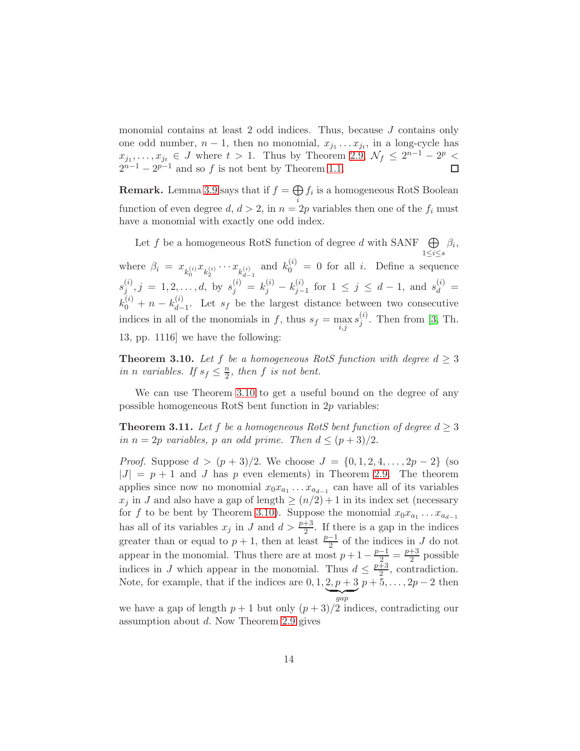monomial contains at least 2 odd indices. Thus, because $J$ contains only one odd number, $n-1$, then no monomial, $x_{j_1} \ldots x_{j_t}$, in a long-cycle has $x_{j_1}, \ldots, x_{j_t} \in J$ where $t > 1$. Thus by Theorem 2.9, $\mathcal{N}_f \leq 2^{n-1} - 2^p < 2^{n-1} - 2^{p-1}$ and so $f$ is not bent by Theorem 1.1. ☐

**Remark.** Lemma 3.9 says that if $f = \bigoplus_i f_i$ is a homogeneous RotS Boolean function of even degree $d$, $d > 2$, in $n = 2p$ variables then one of the $f_i$ must have a monomial with exactly one odd index.

Let $f$ be a homogeneous RotS function of degree $d$ with SANF $\bigoplus_{1 \leq i \leq s} \beta_i$, where $\beta_i = x_{k_0^{(i)}} x_{k_2^{(i)}} \cdots x_{k_{d-1}^{(i)}}$ and $k_0^{(i)} = 0$ for all $i$. Define a sequence $s_j^{(i)}, j = 1, 2, \ldots, d$, by $s_j^{(i)} = k_j^{(i)} - k_{j-1}^{(i)}$ for $1 \leq j \leq d-1$, and $s_d^{(i)} = k_0^{(i)} + n - k_{d-1}^{(i)}$. Let $s_f$ be the largest distance between two consecutive indices in all of the monomials in $f$, thus $s_f = \max_{i,j} s_j^{(i)}$. Then from [3, Th. 13, pp. 1116] we have the following:

**Theorem 3.10.** *Let $f$ be a homogeneous RotS function with degree $d \geq 3$ in $n$ variables. If $s_f \leq \frac{n}{2}$, then $f$ is not bent.*

We can use Theorem 3.10 to get a useful bound on the degree of any possible homogeneous RotS bent function in $2p$ variables:

**Theorem 3.11.** *Let $f$ be a homogeneous RotS bent function of degree $d \geq 3$ in $n = 2p$ variables, $p$ an odd prime. Then $d \leq (p+3)/2$.*

*Proof.* Suppose $d > (p+3)/2$. We choose $J = \{0, 1, 2, 4, \ldots, 2p-2\}$ (so $|J| = p+1$ and $J$ has $p$ even elements) in Theorem 2.9. The theorem applies since now no monomial $x_0 x_{a_1} \ldots x_{a_{d-1}}$ can have all of its variables $x_j$ in $J$ and also have a gap of length $\geq (n/2) + 1$ in its index set (necessary for $f$ to be bent by Theorem 3.10). Suppose the monomial $x_0 x_{a_1} \ldots x_{a_{d-1}}$ has all of its variables $x_j$ in $J$ and $d > \frac{p+3}{2}$. If there is a gap in the indices greater than or equal to $p+1$, then at least $\frac{p-1}{2}$ of the indices in $J$ do not appear in the monomial. Thus there are at most $p + 1 - \frac{p-1}{2} = \frac{p+3}{2}$ possible indices in $J$ which appear in the monomial. Thus $d \leq \frac{p+3}{2}$, contradiction. Note, for example, that if the indices are $0, 1, \underbrace{2, p+3}_{gap}\, p+5, \ldots, 2p-2$ then we have a gap of length $p+1$ but only $(p+3)/2$ indices, contradicting our assumption about $d$. Now Theorem 2.9 gives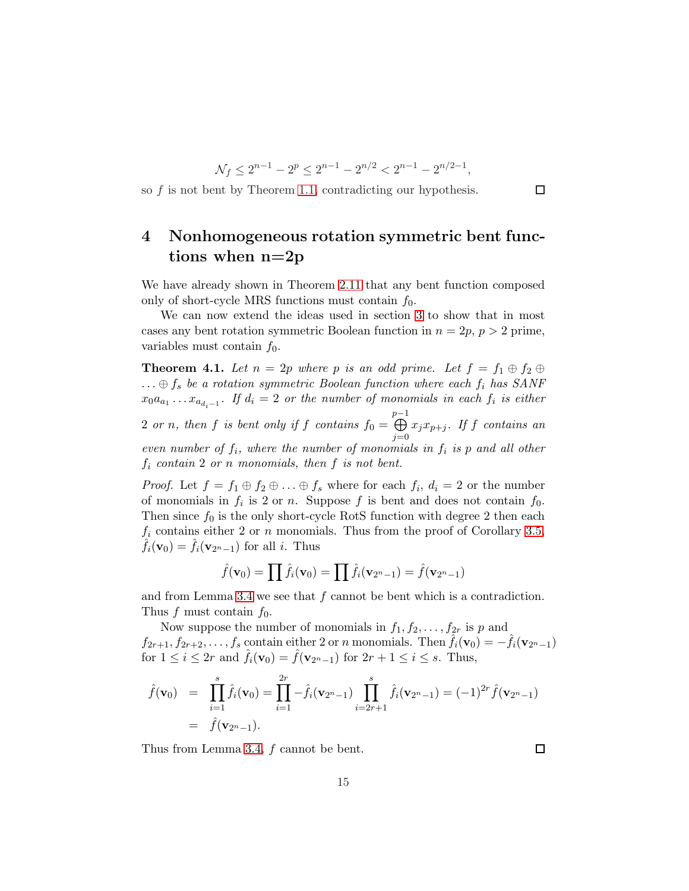$$\mathcal{N}_f \leq 2^{n-1} - 2^p \leq 2^{n-1} - 2^{n/2} < 2^{n-1} - 2^{n/2-1},$$

so $f$ is not bent by Theorem 1.1, contradicting our hypothesis. $\square$

## 4 Nonhomogeneous rotation symmetric bent functions when n=2p

We have already shown in Theorem 2.11 that any bent function composed only of short-cycle MRS functions must contain $f_0$.

We can now extend the ideas used in section 3 to show that in most cases any bent rotation symmetric Boolean function in $n = 2p$, $p > 2$ prime, variables must contain $f_0$.

**Theorem 4.1.** *Let $n = 2p$ where $p$ is an odd prime. Let $f = f_1 \oplus f_2 \oplus \ldots \oplus f_s$ be a rotation symmetric Boolean function where each $f_i$ has SANF $x_0 a_{a_1} \ldots x_{a_{d_i-1}}$. If $d_i = 2$ or the number of monomials in each $f_i$ is either 2 or $n$, then $f$ is bent only if $f$ contains $f_0 = \bigoplus_{j=0}^{p-1} x_j x_{p+j}$. If $f$ contains an even number of $f_i$, where the number of monomials in $f_i$ is $p$ and all other $f_i$ contain 2 or $n$ monomials, then $f$ is not bent.*

*Proof.* Let $f = f_1 \oplus f_2 \oplus \ldots \oplus f_s$ where for each $f_i$, $d_i = 2$ or the number of monomials in $f_i$ is 2 or $n$. Suppose $f$ is bent and does not contain $f_0$. Then since $f_0$ is the only short-cycle RotS function with degree 2 then each $f_i$ contains either 2 or $n$ monomials. Thus from the proof of Corollary 3.5, $\hat{f}_i(\mathbf{v}_0) = \hat{f}_i(\mathbf{v}_{2^n-1})$ for all $i$. Thus

$$\hat{f}(\mathbf{v}_0) = \prod \hat{f}_i(\mathbf{v}_0) = \prod \hat{f}_i(\mathbf{v}_{2^n-1}) = \hat{f}(\mathbf{v}_{2^n-1})$$

and from Lemma 3.4 we see that $f$ cannot be bent which is a contradiction. Thus $f$ must contain $f_0$.

Now suppose the number of monomials in $f_1, f_2, \ldots, f_{2r}$ is $p$ and $f_{2r+1}, f_{2r+2}, \ldots, f_s$ contain either 2 or $n$ monomials. Then $\hat{f}_i(\mathbf{v}_0) = -\hat{f}_i(\mathbf{v}_{2^n-1})$ for $1 \leq i \leq 2r$ and $\hat{f}_i(\mathbf{v}_0) = \hat{f}(\mathbf{v}_{2^n-1})$ for $2r+1 \leq i \leq s$. Thus,

$$\begin{aligned}
\hat{f}(\mathbf{v}_0) &= \prod_{i=1}^{s} \hat{f}_i(\mathbf{v}_0) = \prod_{i=1}^{2r} -\hat{f}_i(\mathbf{v}_{2^n-1}) \prod_{i=2r+1}^{s} \hat{f}_i(\mathbf{v}_{2^n-1}) = (-1)^{2r} \hat{f}(\mathbf{v}_{2^n-1}) \\
&= \hat{f}(\mathbf{v}_{2^n-1}).
\end{aligned}$$

Thus from Lemma 3.4, $f$ cannot be bent. $\square$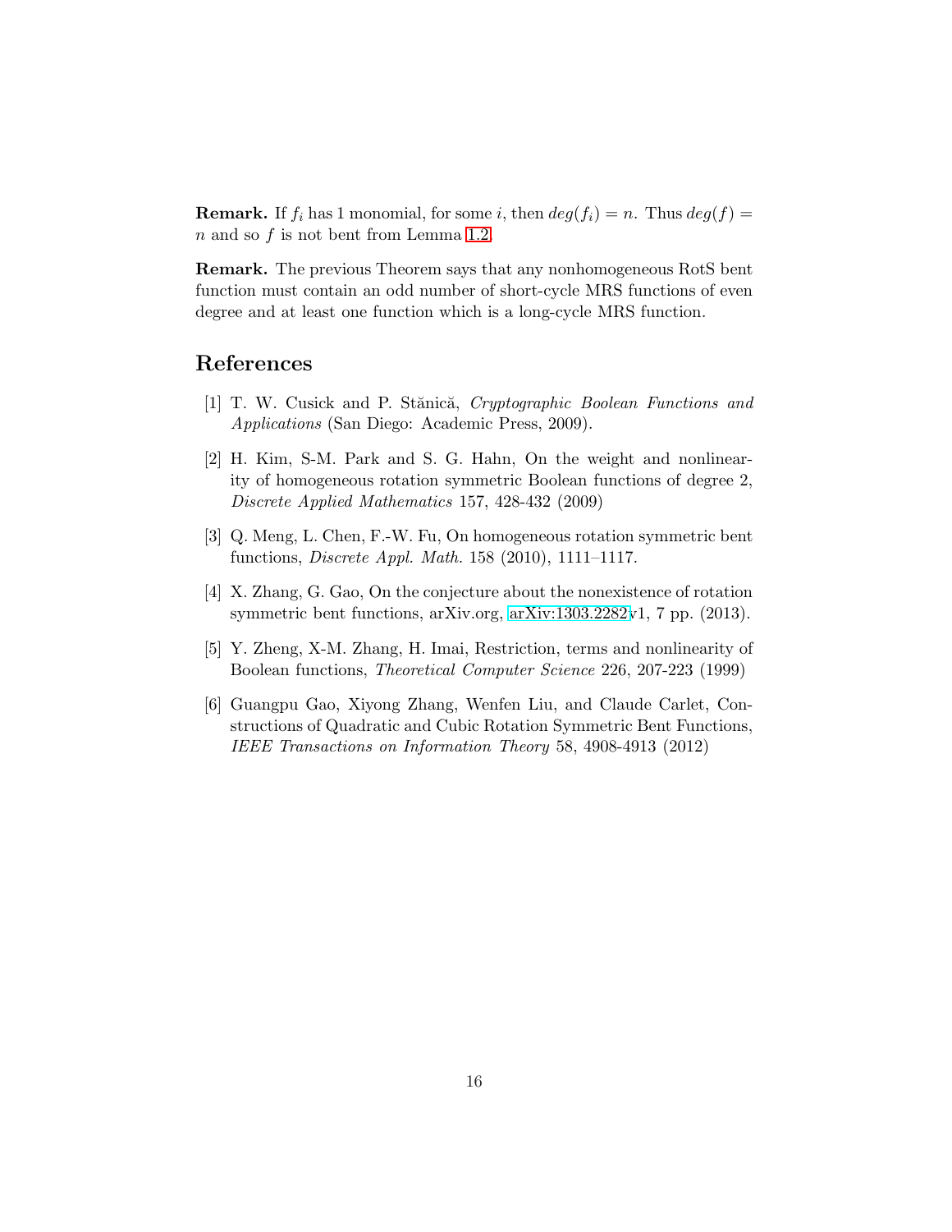**Remark.** If $f_i$ has 1 monomial, for some $i$, then $deg(f_i) = n$. Thus $deg(f) = n$ and so $f$ is not bent from Lemma 1.2.

**Remark.** The previous Theorem says that any nonhomogeneous RotS bent function must contain an odd number of short-cycle MRS functions of even degree and at least one function which is a long-cycle MRS function.

## References

[1] T. W. Cusick and P. Stănică, *Cryptographic Boolean Functions and Applications* (San Diego: Academic Press, 2009).

[2] H. Kim, S-M. Park and S. G. Hahn, On the weight and nonlinearity of homogeneous rotation symmetric Boolean functions of degree 2, *Discrete Applied Mathematics* 157, 428-432 (2009)

[3] Q. Meng, L. Chen, F.-W. Fu, On homogeneous rotation symmetric bent functions, *Discrete Appl. Math.* 158 (2010), 1111–1117.

[4] X. Zhang, G. Gao, On the conjecture about the nonexistence of rotation symmetric bent functions, arXiv.org, arXiv:1303.2282v1, 7 pp. (2013).

[5] Y. Zheng, X-M. Zhang, H. Imai, Restriction, terms and nonlinearity of Boolean functions, *Theoretical Computer Science* 226, 207-223 (1999)

[6] Guangpu Gao, Xiyong Zhang, Wenfen Liu, and Claude Carlet, Constructions of Quadratic and Cubic Rotation Symmetric Bent Functions, *IEEE Transactions on Information Theory* 58, 4908-4913 (2012)